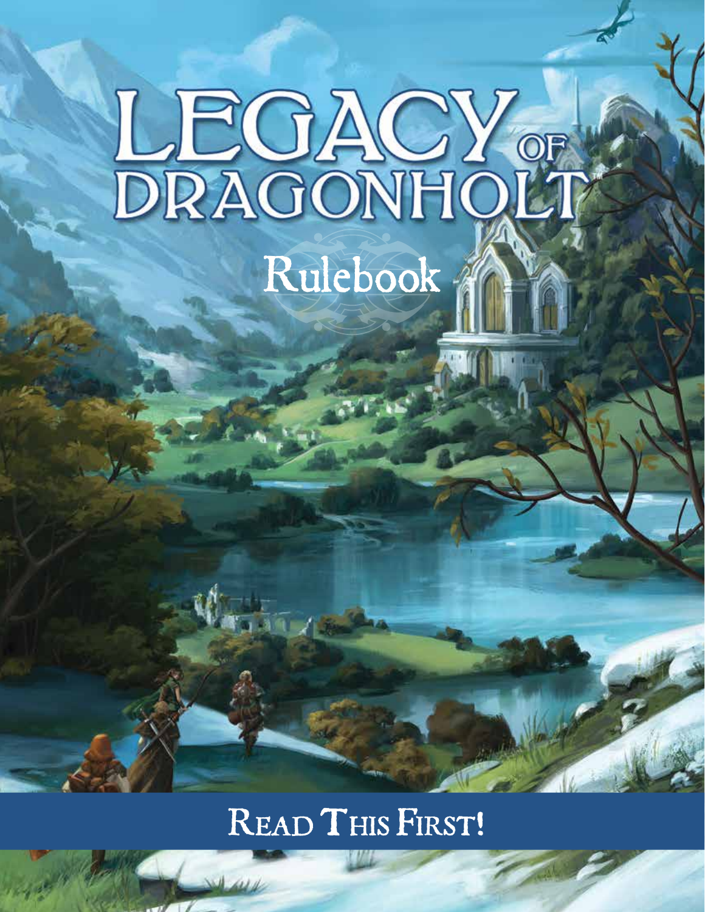# LEGACY OF DRAGONHOLT™

## Rulebook

READ THIS FIRST!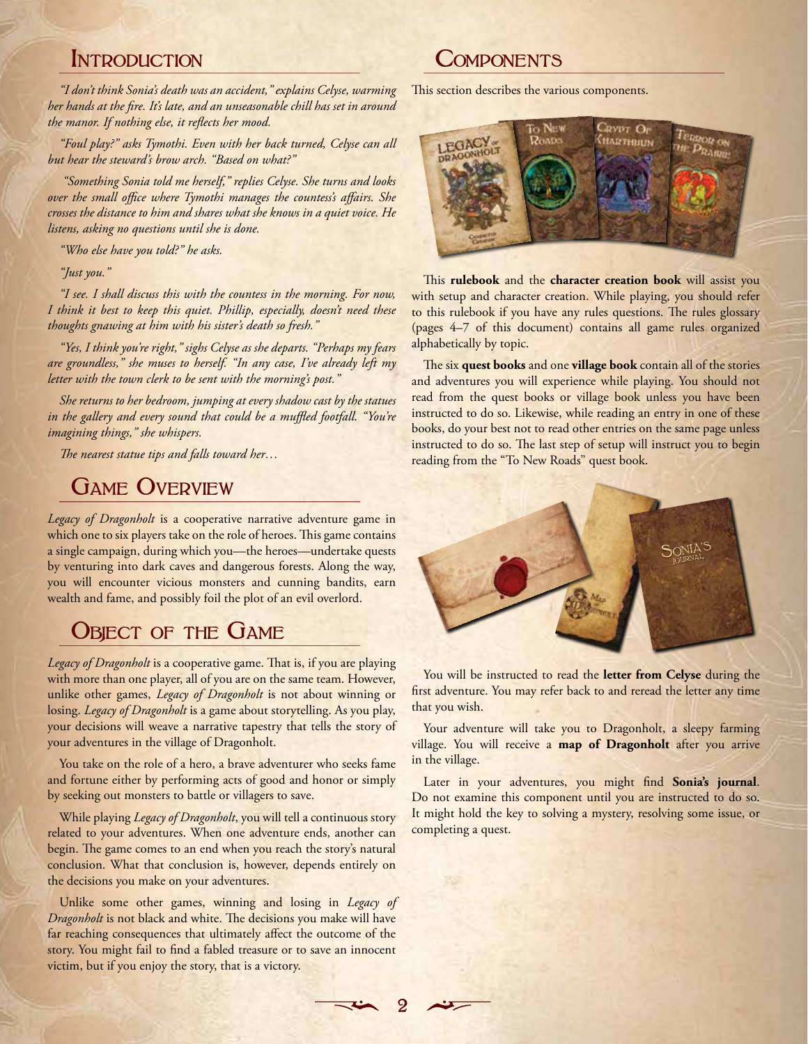## Introduction

*"I don't think Sonia's death was an accident," explains Celyse, warming her hands at the fire. It's late, and an unseasonable chill has set in around the manor. If nothing else, it reflects her mood.*

*"Foul play?" asks Tymothi. Even with her back turned, Celyse can all but hear the steward's brow arch. "Based on what?"*

*"Something Sonia told me herself," replies Celyse. She turns and looks over the small office where Tymothi manages the countess's affairs. She crosses the distance to him and shares what she knows in a quiet voice. He listens, asking no questions until she is done.*

*"Who else have you told?" he asks.*

*"Just you."*

*"I see. I shall discuss this with the countess in the morning. For now, I think it best to keep this quiet. Phillip, especially, doesn't need these thoughts gnawing at him with his sister's death so fresh."*

*"Yes, I think you're right," sighs Celyse as she departs. "Perhaps my fears are groundless," she muses to herself. "In any case, I've already left my letter with the town clerk to be sent with the morning's post."*

*She returns to her bedroom, jumping at every shadow cast by the statues in the gallery and every sound that could be a muffled footfall. "You're imagining things," she whispers.*

*The nearest statue tips and falls toward her…*

## Game Overview

*Legacy of Dragonholt* is a cooperative narrative adventure game in which one to six players take on the role of heroes. This game contains a single campaign, during which you—the heroes—undertake quests by venturing into dark caves and dangerous forests. Along the way, you will encounter vicious monsters and cunning bandits, earn wealth and fame, and possibly foil the plot of an evil overlord.

## Object of the Game

*Legacy of Dragonholt* is a cooperative game. That is, if you are playing with more than one player, all of you are on the same team. However, unlike other games, *Legacy of Dragonholt* is not about winning or losing. *Legacy of Dragonholt* is a game about storytelling. As you play, your decisions will weave a narrative tapestry that tells the story of your adventures in the village of Dragonholt.

You take on the role of a hero, a brave adventurer who seeks fame and fortune either by performing acts of good and honor or simply by seeking out monsters to battle or villagers to save.

While playing *Legacy of Dragonholt*, you will tell a continuous story related to your adventures. When one adventure ends, another can begin. The game comes to an end when you reach the story's natural conclusion. What that conclusion is, however, depends entirely on the decisions you make on your adventures.

Unlike some other games, winning and losing in *Legacy of Dragonholt* is not black and white. The decisions you make will have far reaching consequences that ultimately affect the outcome of the story. You might fail to find a fabled treasure or to save an innocent victim, but if you enjoy the story, that is a victory.

## Components

This section describes the various components.

This **rulebook** and the **character creation book** will assist you with setup and character creation. While playing, you should refer to this rulebook if you have any rules questions. The rules glossary (pages 4–7 of this document) contains all game rules organized alphabetically by topic.

The six **quest books** and one **village book** contain all of the stories and adventures you will experience while playing. You should not read from the quest books or village book unless you have been instructed to do so. Likewise, while reading an entry in one of these books, do your best not to read other entries on the same page unless instructed to do so. The last step of setup will instruct you to begin reading from the "To New Roads" quest book.

You will be instructed to read the **letter from Celyse** during the first adventure. You may refer back to and reread the letter any time that you wish.

Your adventure will take you to Dragonholt, a sleepy farming village. You will receive a **map of Dragonholt** after you arrive in the village.

Later in your adventures, you might find **Sonia's journal**. Do not examine this component until you are instructed to do so. It might hold the key to solving a mystery, resolving some issue, or completing a quest.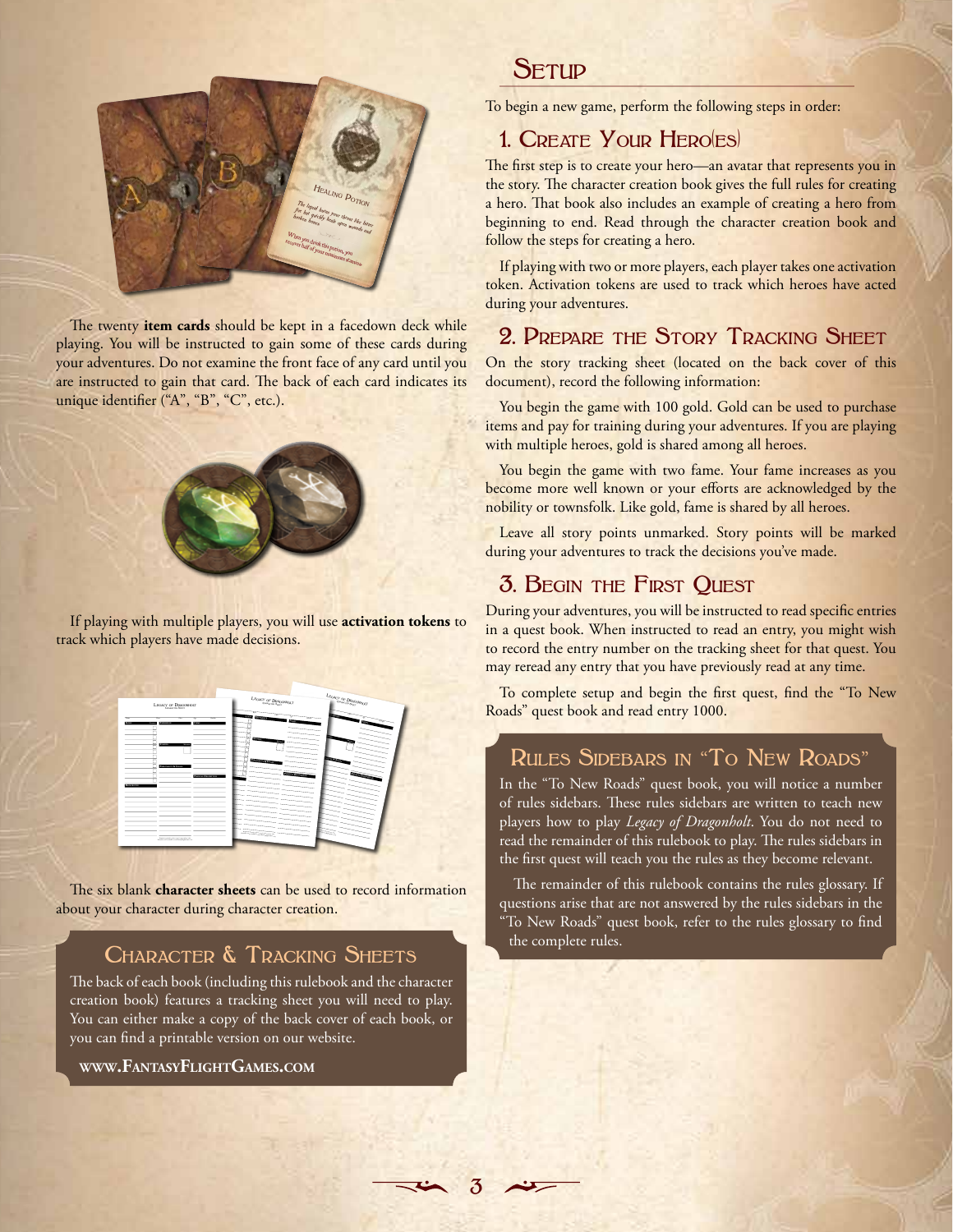The twenty **item cards** should be kept in a facedown deck while playing. You will be instructed to gain some of these cards during your adventures. Do not examine the front face of any card until you are instructed to gain that card. The back of each card indicates its unique identifier ("A", "B", "C", etc.).

If playing with multiple players, you will use **activation tokens** to track which players have made decisions.

The six blank **character sheets** can be used to record information about your character during character creation.

### Character & Tracking Sheets

The back of each book (including this rulebook and the character creation book) features a tracking sheet you will need to play. You can either make a copy of the back cover of each book, or you can find a printable version on our website.

**www.FantasyFlightGames.com**

## Setup

To begin a new game, perform the following steps in order:

### 1. Create Your Hero(es)

The first step is to create your hero—an avatar that represents you in the story. The character creation book gives the full rules for creating a hero. That book also includes an example of creating a hero from beginning to end. Read through the character creation book and follow the steps for creating a hero.

If playing with two or more players, each player takes one activation token. Activation tokens are used to track which heroes have acted during your adventures.

### 2. Prepare the Story Tracking Sheet

On the story tracking sheet (located on the back cover of this document), record the following information:

You begin the game with 100 gold. Gold can be used to purchase items and pay for training during your adventures. If you are playing with multiple heroes, gold is shared among all heroes.

You begin the game with two fame. Your fame increases as you become more well known or your efforts are acknowledged by the nobility or townsfolk. Like gold, fame is shared by all heroes.

Leave all story points unmarked. Story points will be marked during your adventures to track the decisions you've made.

### 3. Begin the First Quest

During your adventures, you will be instructed to read specific entries in a quest book. When instructed to read an entry, you might wish to record the entry number on the tracking sheet for that quest. You may reread any entry that you have previously read at any time.

To complete setup and begin the first quest, find the "To New Roads" quest book and read entry 1000.

### Rules Sidebars in "To New Roads"

In the "To New Roads" quest book, you will notice a number of rules sidebars. These rules sidebars are written to teach new players how to play *Legacy of Dragonholt*. You do not need to read the remainder of this rulebook to play. The rules sidebars in the first quest will teach you the rules as they become relevant.

The remainder of this rulebook contains the rules glossary. If questions arise that are not answered by the rules sidebars in the "To New Roads" quest book, refer to the rules glossary to find the complete rules.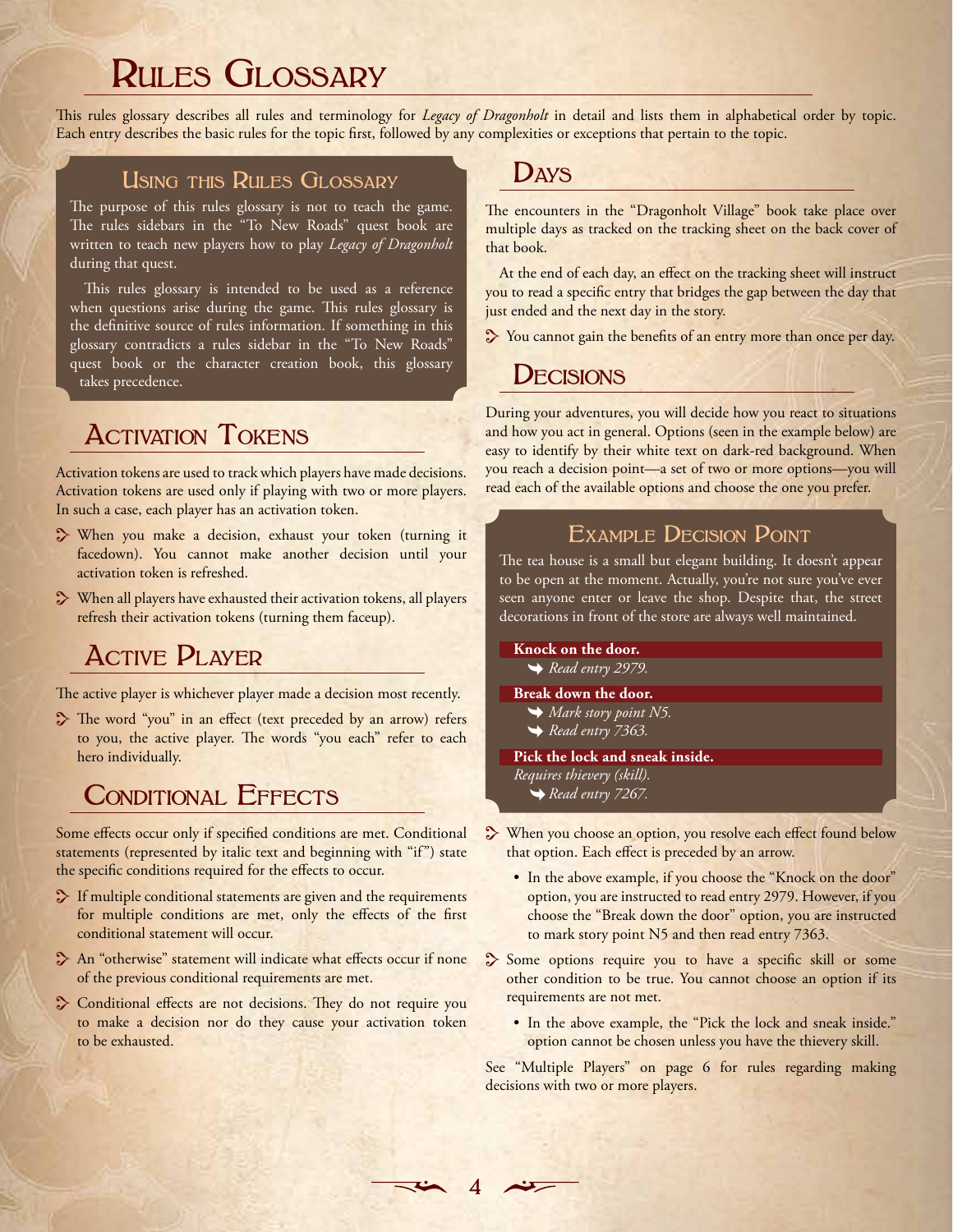# Rules Glossary

This rules glossary describes all rules and terminology for *Legacy of Dragonholt* in detail and lists them in alphabetical order by topic. Each entry describes the basic rules for the topic first, followed by any complexities or exceptions that pertain to the topic.

### Using this Rules Glossary

The purpose of this rules glossary is not to teach the game. The rules sidebars in the "To New Roads" quest book are written to teach new players how to play *Legacy of Dragonholt* during that quest.

This rules glossary is intended to be used as a reference when questions arise during the game. This rules glossary is the definitive source of rules information. If something in this glossary contradicts a rules sidebar in the "To New Roads" quest book or the character creation book, this glossary takes precedence.

## Activation Tokens

Activation tokens are used to track which players have made decisions. Activation tokens are used only if playing with two or more players. In such a case, each player has an activation token.

- When you make a decision, exhaust your token (turning it facedown). You cannot make another decision until your activation token is refreshed.
- When all players have exhausted their activation tokens, all players refresh their activation tokens (turning them faceup).

## Active Player

The active player is whichever player made a decision most recently.

- The word "you" in an effect (text preceded by an arrow) refers to you, the active player. The words "you each" refer to each hero individually.

## Conditional Effects

Some effects occur only if specified conditions are met. Conditional statements (represented by italic text and beginning with "if") state the specific conditions required for the effects to occur.

- If multiple conditional statements are given and the requirements for multiple conditions are met, only the effects of the first conditional statement will occur.
- An "otherwise" statement will indicate what effects occur if none of the previous conditional requirements are met.
- Conditional effects are not decisions. They do not require you to make a decision nor do they cause your activation token to be exhausted.

## Days

The encounters in the "Dragonholt Village" book take place over multiple days as tracked on the tracking sheet on the back cover of that book.

At the end of each day, an effect on the tracking sheet will instruct you to read a specific entry that bridges the gap between the day that just ended and the next day in the story.

- You cannot gain the benefits of an entry more than once per day.

## Decisions

During your adventures, you will decide how you react to situations and how you act in general. Options (seen in the example below) are easy to identify by their white text on dark-red background. When you reach a decision point—a set of two or more options—you will read each of the available options and choose the one you prefer.

### Example Decision Point

The tea house is a small but elegant building. It doesn't appear to be open at the moment. Actually, you're not sure you've ever seen anyone enter or leave the shop. Despite that, the street decorations in front of the store are always well maintained.

**Knock on the door.**
➥ *Read entry 2979.*

**Break down the door.**
➥ *Mark story point N5.*
➥ *Read entry 7363.*

**Pick the lock and sneak inside.**
*Requires thievery (skill).*
➥ *Read entry 7267.*

- When you choose an option, you resolve each effect found below that option. Each effect is preceded by an arrow.
  - In the above example, if you choose the "Knock on the door" option, you are instructed to read entry 2979. However, if you choose the "Break down the door" option, you are instructed to mark story point N5 and then read entry 7363.
- Some options require you to have a specific skill or some other condition to be true. You cannot choose an option if its requirements are not met.
  - In the above example, the "Pick the lock and sneak inside." option cannot be chosen unless you have the thievery skill.

See "Multiple Players" on page 6 for rules regarding making decisions with two or more players.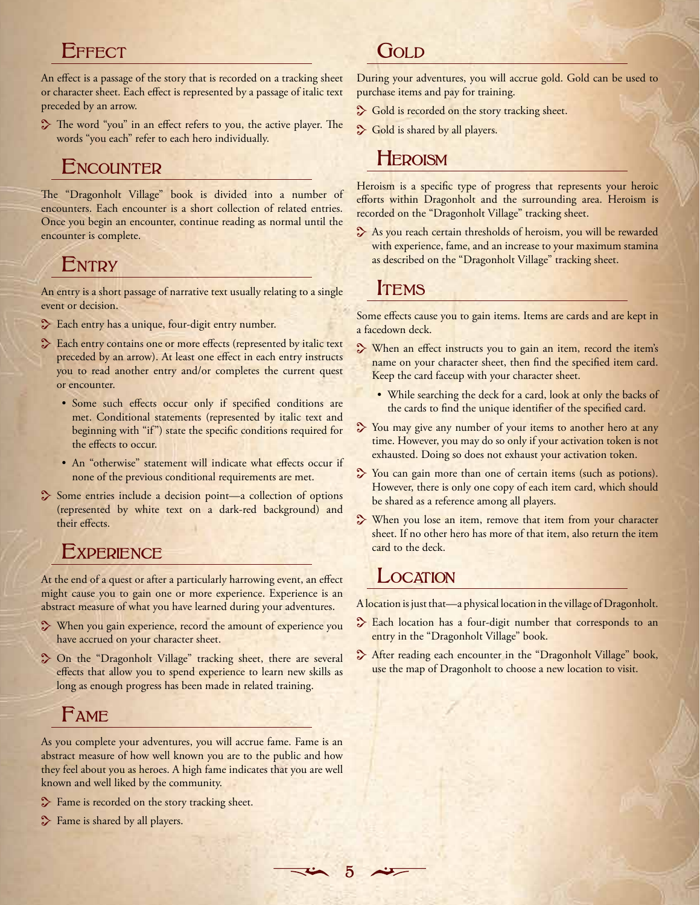## Effect

An effect is a passage of the story that is recorded on a tracking sheet or character sheet. Each effect is represented by a passage of italic text preceded by an arrow.

- The word "you" in an effect refers to you, the active player. The words "you each" refer to each hero individually.

## Encounter

The "Dragonholt Village" book is divided into a number of encounters. Each encounter is a short collection of related entries. Once you begin an encounter, continue reading as normal until the encounter is complete.

## Entry

An entry is a short passage of narrative text usually relating to a single event or decision.

- Each entry has a unique, four-digit entry number.
- Each entry contains one or more effects (represented by italic text preceded by an arrow). At least one effect in each entry instructs you to read another entry and/or completes the current quest or encounter.
  - Some such effects occur only if specified conditions are met. Conditional statements (represented by italic text and beginning with "if") state the specific conditions required for the effects to occur.
  - An "otherwise" statement will indicate what effects occur if none of the previous conditional requirements are met.
- Some entries include a decision point—a collection of options (represented by white text on a dark-red background) and their effects.

## Experience

At the end of a quest or after a particularly harrowing event, an effect might cause you to gain one or more experience. Experience is an abstract measure of what you have learned during your adventures.

- When you gain experience, record the amount of experience you have accrued on your character sheet.
- On the "Dragonholt Village" tracking sheet, there are several effects that allow you to spend experience to learn new skills as long as enough progress has been made in related training.

## Fame

As you complete your adventures, you will accrue fame. Fame is an abstract measure of how well known you are to the public and how they feel about you as heroes. A high fame indicates that you are well known and well liked by the community.

- Fame is recorded on the story tracking sheet.
- Fame is shared by all players.

## Gold

During your adventures, you will accrue gold. Gold can be used to purchase items and pay for training.

- Gold is recorded on the story tracking sheet.
- Gold is shared by all players.

## Heroism

Heroism is a specific type of progress that represents your heroic efforts within Dragonholt and the surrounding area. Heroism is recorded on the "Dragonholt Village" tracking sheet.

- As you reach certain thresholds of heroism, you will be rewarded with experience, fame, and an increase to your maximum stamina as described on the "Dragonholt Village" tracking sheet.

## Items

Some effects cause you to gain items. Items are cards and are kept in a facedown deck.

- When an effect instructs you to gain an item, record the item's name on your character sheet, then find the specified item card. Keep the card faceup with your character sheet.
  - While searching the deck for a card, look at only the backs of the cards to find the unique identifier of the specified card.
- You may give any number of your items to another hero at any time. However, you may do so only if your activation token is not exhausted. Doing so does not exhaust your activation token.
- You can gain more than one of certain items (such as potions). However, there is only one copy of each item card, which should be shared as a reference among all players.
- When you lose an item, remove that item from your character sheet. If no other hero has more of that item, also return the item card to the deck.

## Location

A location is just that—a physical location in the village of Dragonholt.

- Each location has a four-digit number that corresponds to an entry in the "Dragonholt Village" book.
- After reading each encounter in the "Dragonholt Village" book, use the map of Dragonholt to choose a new location to visit.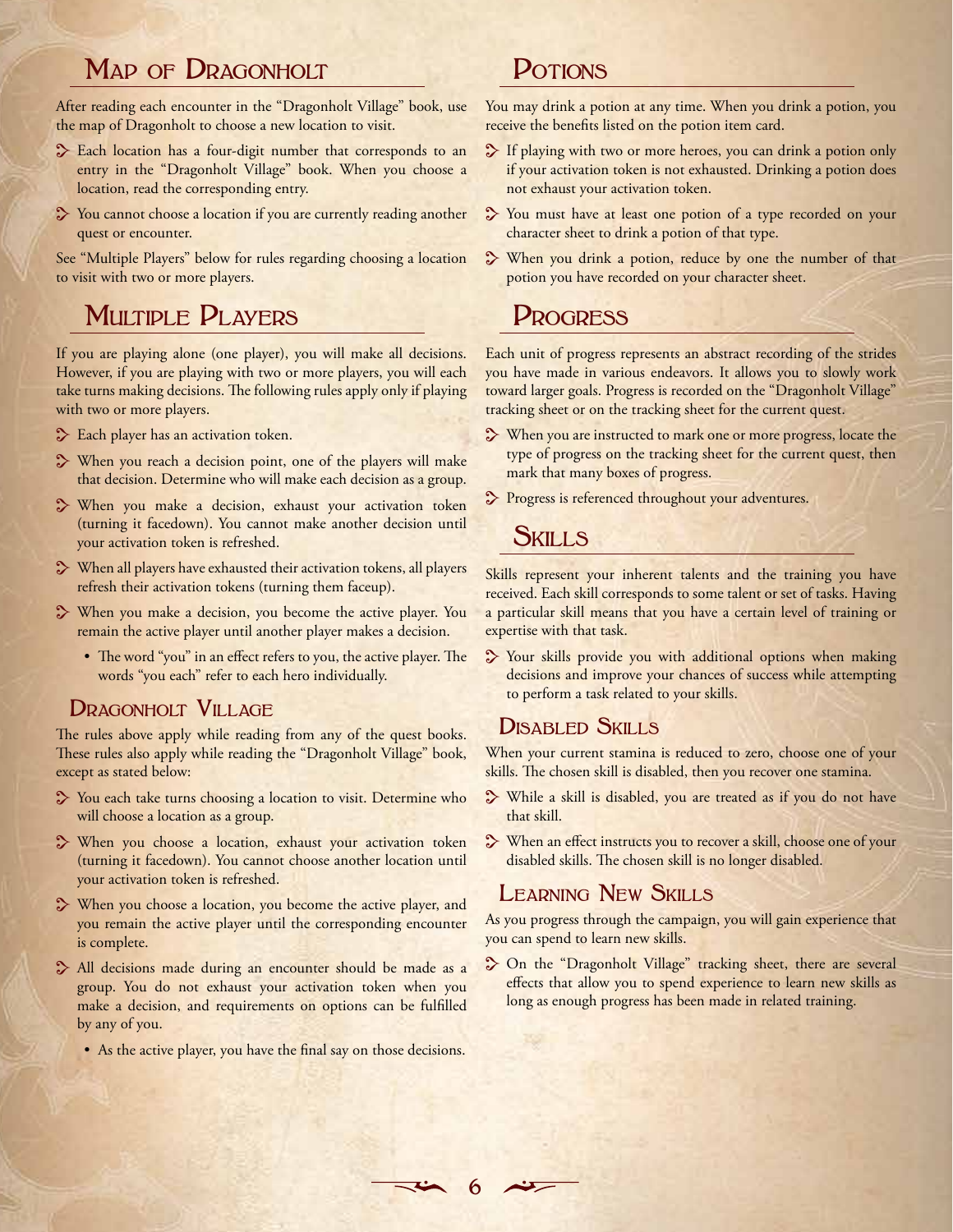## Map of Dragonholt

After reading each encounter in the "Dragonholt Village" book, use the map of Dragonholt to choose a new location to visit.

- Each location has a four-digit number that corresponds to an entry in the "Dragonholt Village" book. When you choose a location, read the corresponding entry.
- You cannot choose a location if you are currently reading another quest or encounter.

See "Multiple Players" below for rules regarding choosing a location to visit with two or more players.

## Multiple Players

If you are playing alone (one player), you will make all decisions. However, if you are playing with two or more players, you will each take turns making decisions. The following rules apply only if playing with two or more players.

- Each player has an activation token.
- When you reach a decision point, one of the players will make that decision. Determine who will make each decision as a group.
- When you make a decision, exhaust your activation token (turning it facedown). You cannot make another decision until your activation token is refreshed.
- When all players have exhausted their activation tokens, all players refresh their activation tokens (turning them faceup).
- When you make a decision, you become the active player. You remain the active player until another player makes a decision.
  - The word "you" in an effect refers to you, the active player. The words "you each" refer to each hero individually.

### Dragonholt Village

The rules above apply while reading from any of the quest books. These rules also apply while reading the "Dragonholt Village" book, except as stated below:

- You each take turns choosing a location to visit. Determine who will choose a location as a group.
- When you choose a location, exhaust your activation token (turning it facedown). You cannot choose another location until your activation token is refreshed.
- When you choose a location, you become the active player, and you remain the active player until the corresponding encounter is complete.
- All decisions made during an encounter should be made as a group. You do not exhaust your activation token when you make a decision, and requirements on options can be fulfilled by any of you.
  - As the active player, you have the final say on those decisions.

## Potions

You may drink a potion at any time. When you drink a potion, you receive the benefits listed on the potion item card.

- If playing with two or more heroes, you can drink a potion only if your activation token is not exhausted. Drinking a potion does not exhaust your activation token.
- You must have at least one potion of a type recorded on your character sheet to drink a potion of that type.
- When you drink a potion, reduce by one the number of that potion you have recorded on your character sheet.

## Progress

Each unit of progress represents an abstract recording of the strides you have made in various endeavors. It allows you to slowly work toward larger goals. Progress is recorded on the "Dragonholt Village" tracking sheet or on the tracking sheet for the current quest.

- When you are instructed to mark one or more progress, locate the type of progress on the tracking sheet for the current quest, then mark that many boxes of progress.
- Progress is referenced throughout your adventures.

## Skills

Skills represent your inherent talents and the training you have received. Each skill corresponds to some talent or set of tasks. Having a particular skill means that you have a certain level of training or expertise with that task.

- Your skills provide you with additional options when making decisions and improve your chances of success while attempting to perform a task related to your skills.

### Disabled Skills

When your current stamina is reduced to zero, choose one of your skills. The chosen skill is disabled, then you recover one stamina.

- While a skill is disabled, you are treated as if you do not have that skill.
- When an effect instructs you to recover a skill, choose one of your disabled skills. The chosen skill is no longer disabled.

### Learning New Skills

As you progress through the campaign, you will gain experience that you can spend to learn new skills.

- On the "Dragonholt Village" tracking sheet, there are several effects that allow you to spend experience to learn new skills as long as enough progress has been made in related training.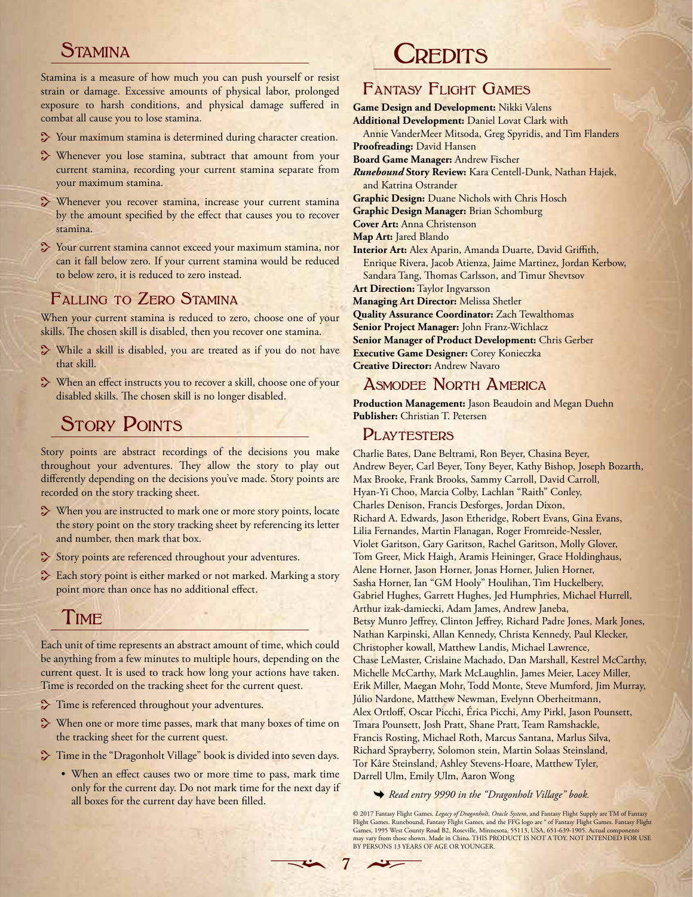## Stamina

Stamina is a measure of how much you can push yourself or resist strain or damage. Excessive amounts of physical labor, prolonged exposure to harsh conditions, and physical damage suffered in combat all cause you to lose stamina.

- Your maximum stamina is determined during character creation.
- Whenever you lose stamina, subtract that amount from your current stamina, recording your current stamina separate from your maximum stamina.
- Whenever you recover stamina, increase your current stamina by the amount specified by the effect that causes you to recover stamina.
- Your current stamina cannot exceed your maximum stamina, nor can it fall below zero. If your current stamina would be reduced to below zero, it is reduced to zero instead.

### Falling to Zero Stamina

When your current stamina is reduced to zero, choose one of your skills. The chosen skill is disabled, then you recover one stamina.

- While a skill is disabled, you are treated as if you do not have that skill.
- When an effect instructs you to recover a skill, choose one of your disabled skills. The chosen skill is no longer disabled.

## Story Points

Story points are abstract recordings of the decisions you make throughout your adventures. They allow the story to play out differently depending on the decisions you've made. Story points are recorded on the story tracking sheet.

- When you are instructed to mark one or more story points, locate the story point on the story tracking sheet by referencing its letter and number, then mark that box.
- Story points are referenced throughout your adventures.
- Each story point is either marked or not marked. Marking a story point more than once has no additional effect.

## Time

Each unit of time represents an abstract amount of time, which could be anything from a few minutes to multiple hours, depending on the current quest. It is used to track how long your actions have taken. Time is recorded on the tracking sheet for the current quest.

- Time is referenced throughout your adventures.
- When one or more time passes, mark that many boxes of time on the tracking sheet for the current quest.
- Time in the "Dragonholt Village" book is divided into seven days.
  - When an effect causes two or more time to pass, mark time only for the current day. Do not mark time for the next day if all boxes for the current day have been filled.

# Credits

## Fantasy Flight Games

**Game Design and Development:** Nikki Valens
**Additional Development:** Daniel Lovat Clark with Annie VanderMeer Mitsoda, Greg Spyridis, and Tim Flanders
**Proofreading:** David Hansen
**Board Game Manager:** Andrew Fischer
***Runebound* Story Review:** Kara Centell-Dunk, Nathan Hajek, and Katrina Ostrander
**Graphic Design:** Duane Nichols with Chris Hosch
**Graphic Design Manager:** Brian Schomburg
**Cover Art:** Anna Christenson
**Map Art:** Jared Blando
**Interior Art:** Alex Aparin, Amanda Duarte, David Griffith, Enrique Rivera, Jacob Atienza, Jaime Martinez, Jordan Kerbow, Sandara Tang, Thomas Carlsson, and Timur Shevtsov
**Art Direction:** Taylor Ingvarsson
**Managing Art Director:** Melissa Shetler
**Quality Assurance Coordinator:** Zach Tewalthomas
**Senior Project Manager:** John Franz-Wichlacz
**Senior Manager of Product Development:** Chris Gerber
**Executive Game Designer:** Corey Konieczka
**Creative Director:** Andrew Navaro

## Asmodee North America

**Production Management:** Jason Beaudoin and Megan Duehn
**Publisher:** Christian T. Petersen

## Playtesters

Charlie Bates, Dane Beltrami, Ron Beyer, Chasina Beyer, Andrew Beyer, Carl Beyer, Tony Beyer, Kathy Bishop, Joseph Bozarth, Max Brooke, Frank Brooks, Sammy Carroll, David Carroll, Hyan-Yi Choo, Marcia Colby, Lachlan "Raith" Conley, Charles Denison, Francis Desforges, Jordan Dixon, Richard A. Edwards, Jason Etheridge, Robert Evans, Gina Evans, Lilia Fernandes, Martin Flanagan, Roger Fromreide-Nessler, Violet Garitson, Gary Garitson, Rachel Garitson, Molly Glover, Tom Greer, Mick Haigh, Aramis Heininger, Grace Holdinghaus, Alene Horner, Jason Horner, Jonas Horner, Julien Horner, Sasha Horner, Ian "GM Hooly" Houlihan, Tim Huckelbery, Gabriel Hughes, Garrett Hughes, Jed Humphries, Michael Hurrell, Arthur izak-damiecki, Adam James, Andrew Janeba, Betsy Munro Jeffrey, Clinton Jeffrey, Richard Padre Jones, Mark Jones, Nathan Karpinski, Allan Kennedy, Christa Kennedy, Paul Klecker, Christopher kowall, Matthew Landis, Michael Lawrence, Chase LeMaster, Crislaine Machado, Dan Marshall, Kestrel McCarthy, Michelle McCarthy, Mark McLaughlin, James Meier, Lacey Miller, Erik Miller, Maegan Mohr, Todd Monte, Steve Mumford, Jim Murray, Júlio Nardone, Matthew Newman, Evelynn Oberheitmann, Alex Ortloff, Oscar Picchi, Érica Picchi, Amy Pirkl, Jason Pounsett, Tmara Pounsett, Josh Pratt, Shane Pratt, Team Ramshackle, Francis Rosting, Michael Roth, Marcus Santana, Marlus Silva, Richard Sprayberry, Solomon stein, Martin Solaas Steinsland, Tor Kåre Steinsland, Ashley Stevens-Hoare, Matthew Tyler, Darrell Ulm, Emily Ulm, Aaron Wong

➥ *Read entry 9990 in the "Dragonholt Village" book.*

© 2017 Fantasy Flight Games. *Legacy of Dragonholt*, *Oracle System*, and Fantasy Flight Supply are TM of Fantasy Flight Games. Runebound, Fantasy Flight Games, and the FFG logo are ® of Fantasy Flight Games. Fantasy Flight Games, 1995 West County Road B2, Roseville, Minnesota, 55113, USA, 651-639-1905. Actual components may vary from those shown. Made in China. THIS PRODUCT IS NOT A TOY. NOT INTENDED FOR USE BY PERSONS 13 YEARS OF AGE OR YOUNGER.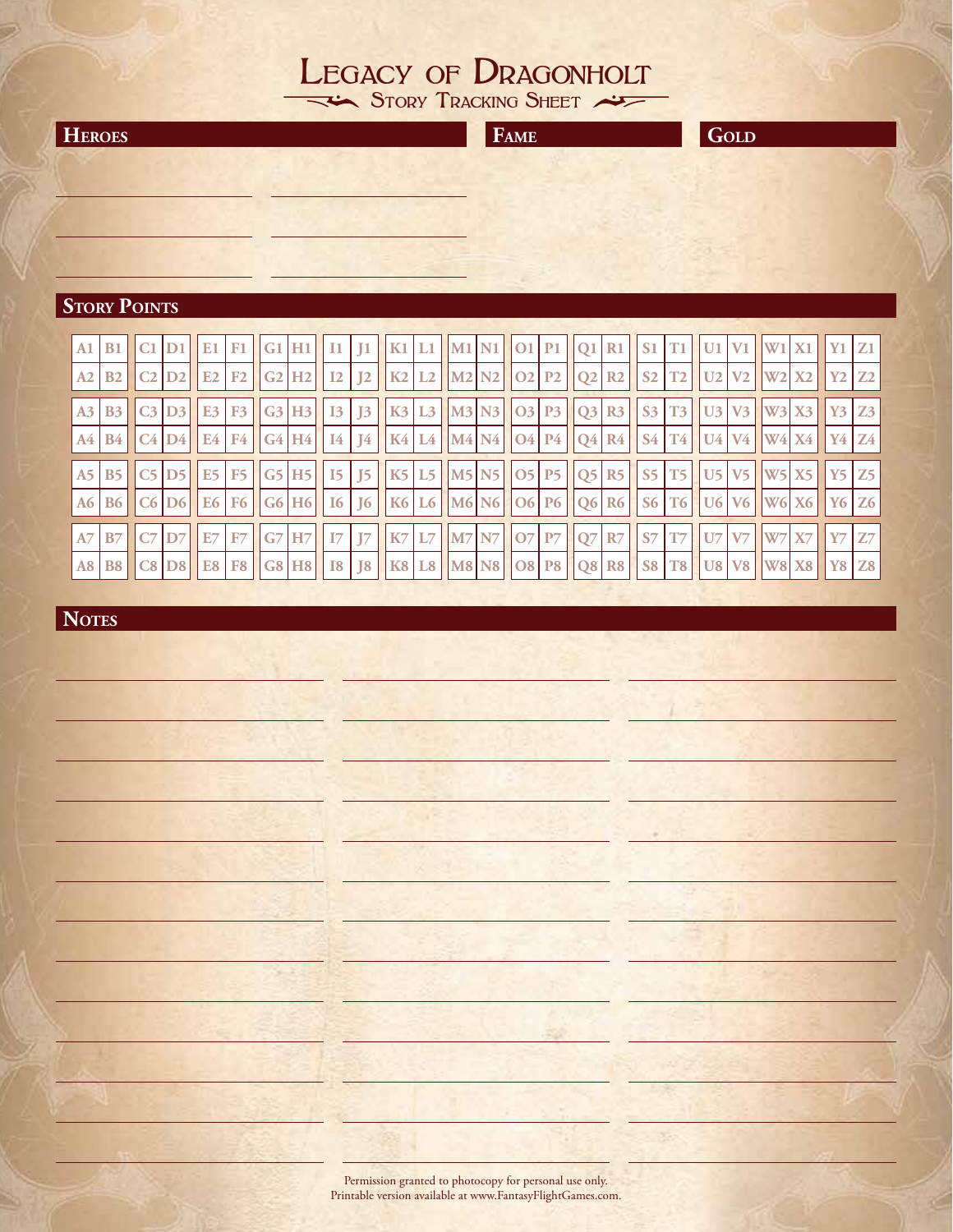# Legacy of Dragonholt

## Story Tracking Sheet

## Heroes

## Fame

## Gold

## Story Points

| | | | | | | | | | | | | | | | | | | | | | | | | | |
|---|---|---|---|---|---|---|---|---|---|---|---|---|---|---|---|---|---|---|---|---|---|---|---|---|---|
| A1 | B1 | C1 | D1 | E1 | F1 | G1 | H1 | I1 | J1 | K1 | L1 | M1 | N1 | O1 | P1 | Q1 | R1 | S1 | T1 | U1 | V1 | W1 | X1 | Y1 | Z1 |
| A2 | B2 | C2 | D2 | E2 | F2 | G2 | H2 | I2 | J2 | K2 | L2 | M2 | N2 | O2 | P2 | Q2 | R2 | S2 | T2 | U2 | V2 | W2 | X2 | Y2 | Z2 |
| A3 | B3 | C3 | D3 | E3 | F3 | G3 | H3 | I3 | J3 | K3 | L3 | M3 | N3 | O3 | P3 | Q3 | R3 | S3 | T3 | U3 | V3 | W3 | X3 | Y3 | Z3 |
| A4 | B4 | C4 | D4 | E4 | F4 | G4 | H4 | I4 | J4 | K4 | L4 | M4 | N4 | O4 | P4 | Q4 | R4 | S4 | T4 | U4 | V4 | W4 | X4 | Y4 | Z4 |
| A5 | B5 | C5 | D5 | E5 | F5 | G5 | H5 | I5 | J5 | K5 | L5 | M5 | N5 | O5 | P5 | Q5 | R5 | S5 | T5 | U5 | V5 | W5 | X5 | Y5 | Z5 |
| A6 | B6 | C6 | D6 | E6 | F6 | G6 | H6 | I6 | J6 | K6 | L6 | M6 | N6 | O6 | P6 | Q6 | R6 | S6 | T6 | U6 | V6 | W6 | X6 | Y6 | Z6 |
| A7 | B7 | C7 | D7 | E7 | F7 | G7 | H7 | I7 | J7 | K7 | L7 | M7 | N7 | O7 | P7 | Q7 | R7 | S7 | T7 | U7 | V7 | W7 | X7 | Y7 | Z7 |
| A8 | B8 | C8 | D8 | E8 | F8 | G8 | H8 | I8 | J8 | K8 | L8 | M8 | N8 | O8 | P8 | Q8 | R8 | S8 | T8 | U8 | V8 | W8 | X8 | Y8 | Z8 |

## Notes

Permission granted to photocopy for personal use only.
Printable version available at www.FantasyFlightGames.com.